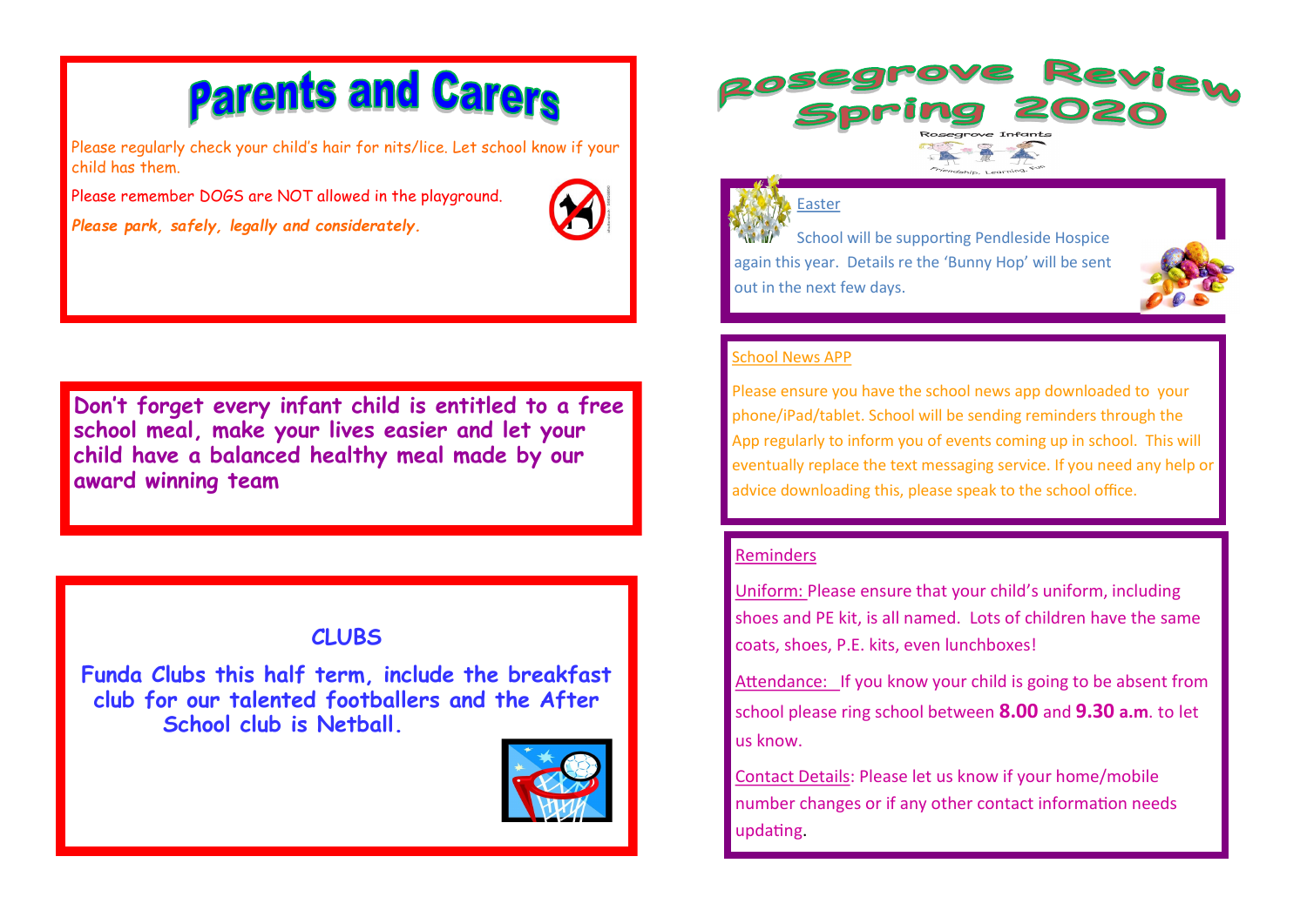# Parents and Carers

Please regularly check your child's hair for nits/lice. Let school know if your child has them.

Please remember DOGS are NOT allowed in the playground.

***Please park, safely, legally and considerately.***

**Don't forget every infant child is entitled to a free school meal, make your lives easier and let your child have a balanced healthy meal made by our award winning team**

## CLUBS

**Funda Clubs this half term, include the breakfast club for our talented footballers and the After School club is Netball.**

# Rosegrove Review Spring 2020

Rosegrove Infants

Friendship. Learning. Fun

## Easter

School will be supporting Pendleside Hospice again this year. Details re the 'Bunny Hop' will be sent out in the next few days.

## School News APP

Please ensure you have the school news app downloaded to your phone/iPad/tablet. School will be sending reminders through the App regularly to inform you of events coming up in school. This will eventually replace the text messaging service. If you need any help or advice downloading this, please speak to the school office.

## Reminders

Uniform: Please ensure that your child's uniform, including shoes and PE kit, is all named. Lots of children have the same coats, shoes, P.E. kits, even lunchboxes!

Attendance: If you know your child is going to be absent from school please ring school between **8.00** and **9.30 a.m**. to let us know.

Contact Details: Please let us know if your home/mobile number changes or if any other contact information needs updating.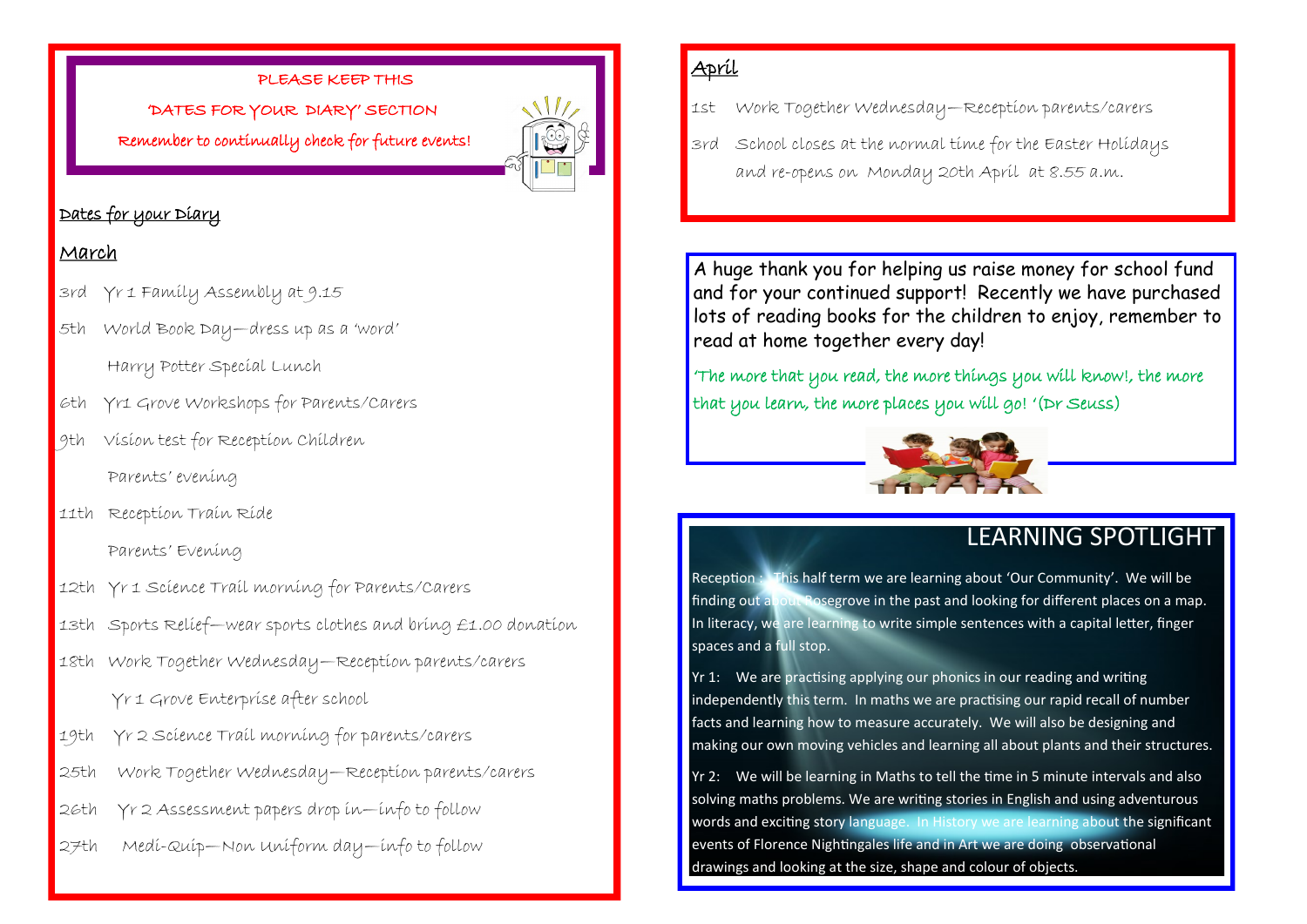PLEASE KEEP THIS

'DATES FOR YOUR DIARY' SECTION

Remember to continually check for future events!

## Dates for your Diary

### March

3rd Yr 1 Family Assembly at 9.15

5th World Book Day—dress up as a 'word'

Harry Potter Special Lunch

6th Yr1 Grove Workshops for Parents/Carers

9th Vision test for Reception Children

Parents' evening

11th Reception Train Ride

Parents' Evening

12th Yr 1 Science Trail morning for Parents/Carers

13th Sports Relief—wear sports clothes and bring £1.00 donation

18th Work Together Wednesday—Reception parents/carers

Yr 1 Grove Enterprise after school

19th Yr 2 Science Trail morning for parents/carers

25th Work Together Wednesday—Reception parents/carers

26th Yr 2 Assessment papers drop in—info to follow

27th Medi-Quip—Non uniform day—info to follow

### April

1st Work Together Wednesday—Reception parents/carers

3rd School closes at the normal time for the Easter Holidays and re-opens on Monday 20th April at 8.55 a.m.

A huge thank you for helping us raise money for school fund and for your continued support! Recently we have purchased lots of reading books for the children to enjoy, remember to read at home together every day!

'The more that you read, the more things you will know!, the more that you learn, the more places you will go! '(Dr Seuss)

## LEARNING SPOTLIGHT

Reception : This half term we are learning about 'Our Community'. We will be finding out about Rosegrove in the past and looking for different places on a map. In literacy, we are learning to write simple sentences with a capital letter, finger spaces and a full stop.

Yr 1: We are practising applying our phonics in our reading and writing independently this term. In maths we are practising our rapid recall of number facts and learning how to measure accurately. We will also be designing and making our own moving vehicles and learning all about plants and their structures.

Yr 2: We will be learning in Maths to tell the time in 5 minute intervals and also solving maths problems. We are writing stories in English and using adventurous words and exciting story language. In History we are learning about the significant events of Florence Nightingales life and in Art we are doing observational drawings and looking at the size, shape and colour of objects.